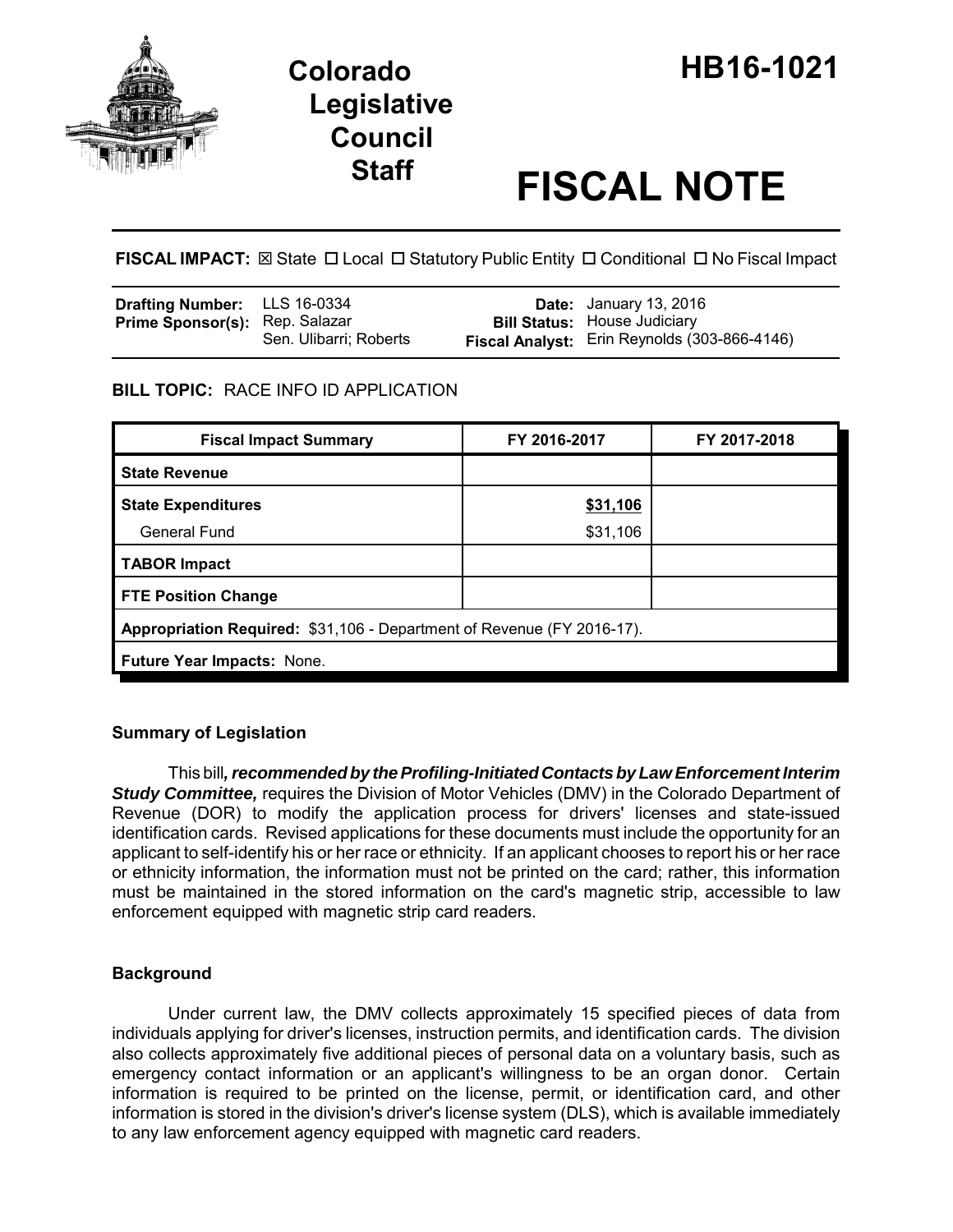# Colorado Legislative Council Staff

# HB16-1021

# FISCAL NOTE

**FISCAL IMPACT:** ☒ State ☐ Local ☐ Statutory Public Entity ☐ Conditional ☐ No Fiscal Impact

| | | | |
|---|---|---|---|
| **Drafting Number:** | LLS 16-0334 | **Date:** | January 13, 2016 |
| **Prime Sponsor(s):** | Rep. Salazar<br>Sen. Ulibarri; Roberts | **Bill Status:** | House Judiciary |
| | | **Fiscal Analyst:** | Erin Reynolds (303-866-4146) |

**BILL TOPIC:** RACE INFO ID APPLICATION

| Fiscal Impact Summary | FY 2016-2017 | FY 2017-2018 |
|---|---|---|
| **State Revenue** | | |
| **State Expenditures** | **$31,106** | |
| General Fund | $31,106 | |
| **TABOR Impact** | | |
| **FTE Position Change** | | |
| **Appropriation Required:** $31,106 - Department of Revenue (FY 2016-17). | | |
| **Future Year Impacts:** None. | | |

## Summary of Legislation

This bill***, recommended by the Profiling-Initiated Contacts by Law Enforcement Interim Study Committee,*** requires the Division of Motor Vehicles (DMV) in the Colorado Department of Revenue (DOR) to modify the application process for drivers' licenses and state-issued identification cards. Revised applications for these documents must include the opportunity for an applicant to self-identify his or her race or ethnicity. If an applicant chooses to report his or her race or ethnicity information, the information must not be printed on the card; rather, this information must be maintained in the stored information on the card's magnetic strip, accessible to law enforcement equipped with magnetic strip card readers.

## Background

Under current law, the DMV collects approximately 15 specified pieces of data from individuals applying for driver's licenses, instruction permits, and identification cards. The division also collects approximately five additional pieces of personal data on a voluntary basis, such as emergency contact information or an applicant's willingness to be an organ donor. Certain information is required to be printed on the license, permit, or identification card, and other information is stored in the division's driver's license system (DLS), which is available immediately to any law enforcement agency equipped with magnetic card readers.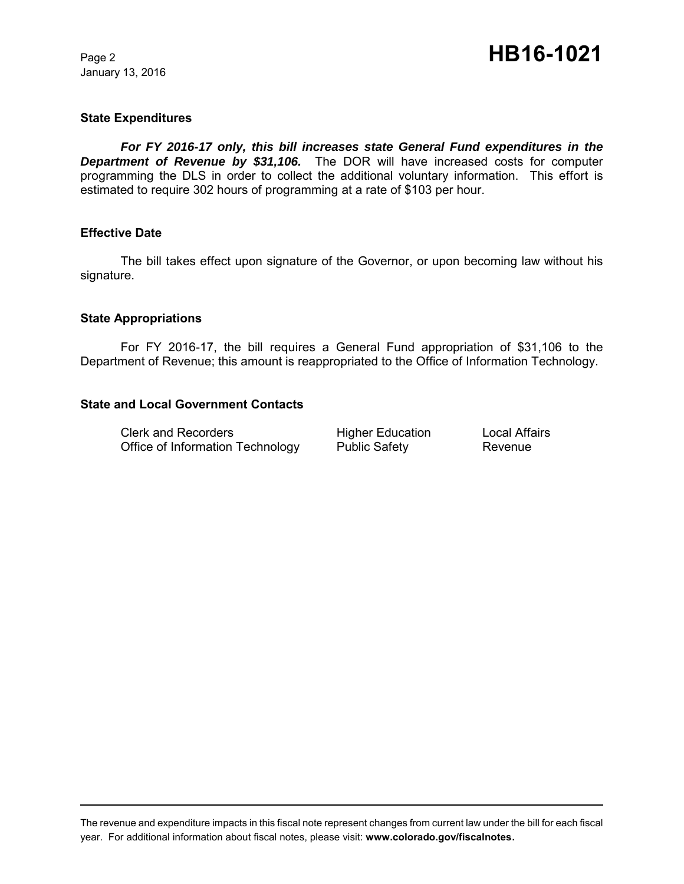### State Expenditures

***For FY 2016-17 only, this bill increases state General Fund expenditures in the Department of Revenue by $31,106.*** The DOR will have increased costs for computer programming the DLS in order to collect the additional voluntary information. This effort is estimated to require 302 hours of programming at a rate of $103 per hour.

### Effective Date

The bill takes effect upon signature of the Governor, or upon becoming law without his signature.

### State Appropriations

For FY 2016-17, the bill requires a General Fund appropriation of $31,106 to the Department of Revenue; this amount is reappropriated to the Office of Information Technology.

### State and Local Government Contacts

| | | |
|---|---|---|
| Clerk and Recorders | Higher Education | Local Affairs |
| Office of Information Technology | Public Safety | Revenue |

The revenue and expenditure impacts in this fiscal note represent changes from current law under the bill for each fiscal year. For additional information about fiscal notes, please visit: **www.colorado.gov/fiscalnotes.**